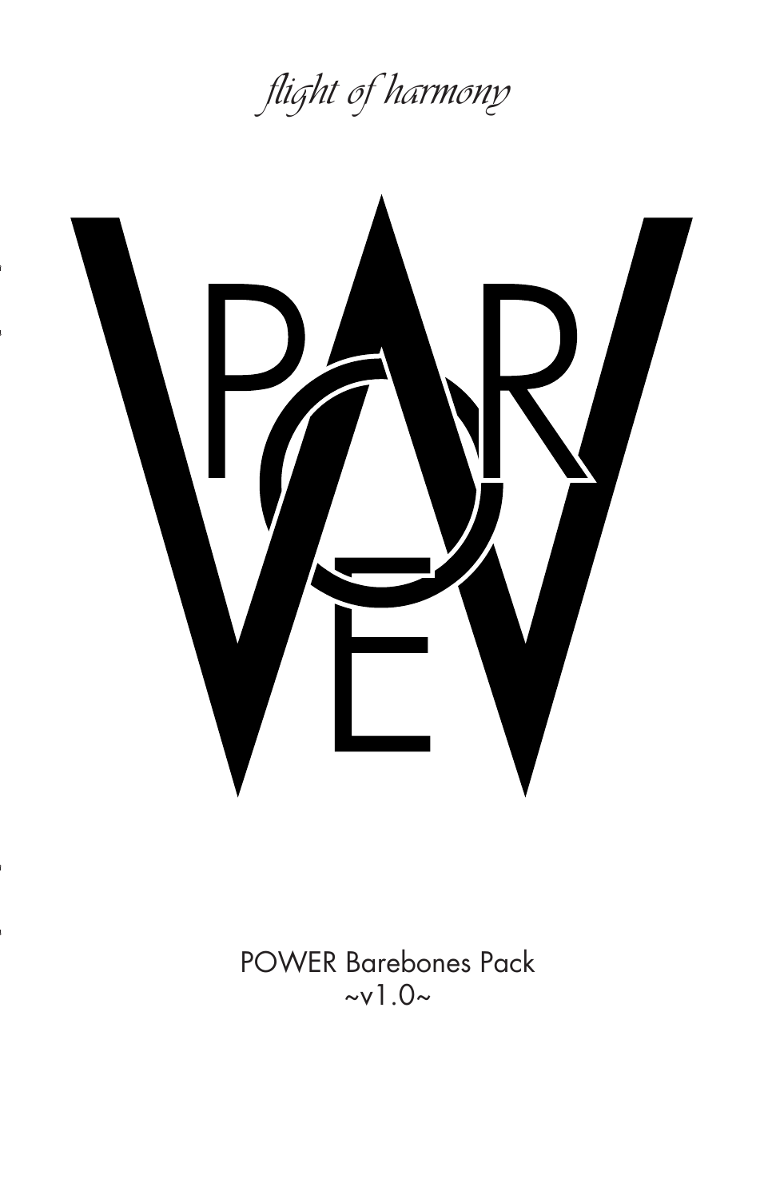*flight of harmony*

POWER Barebones Pack

~v1.0~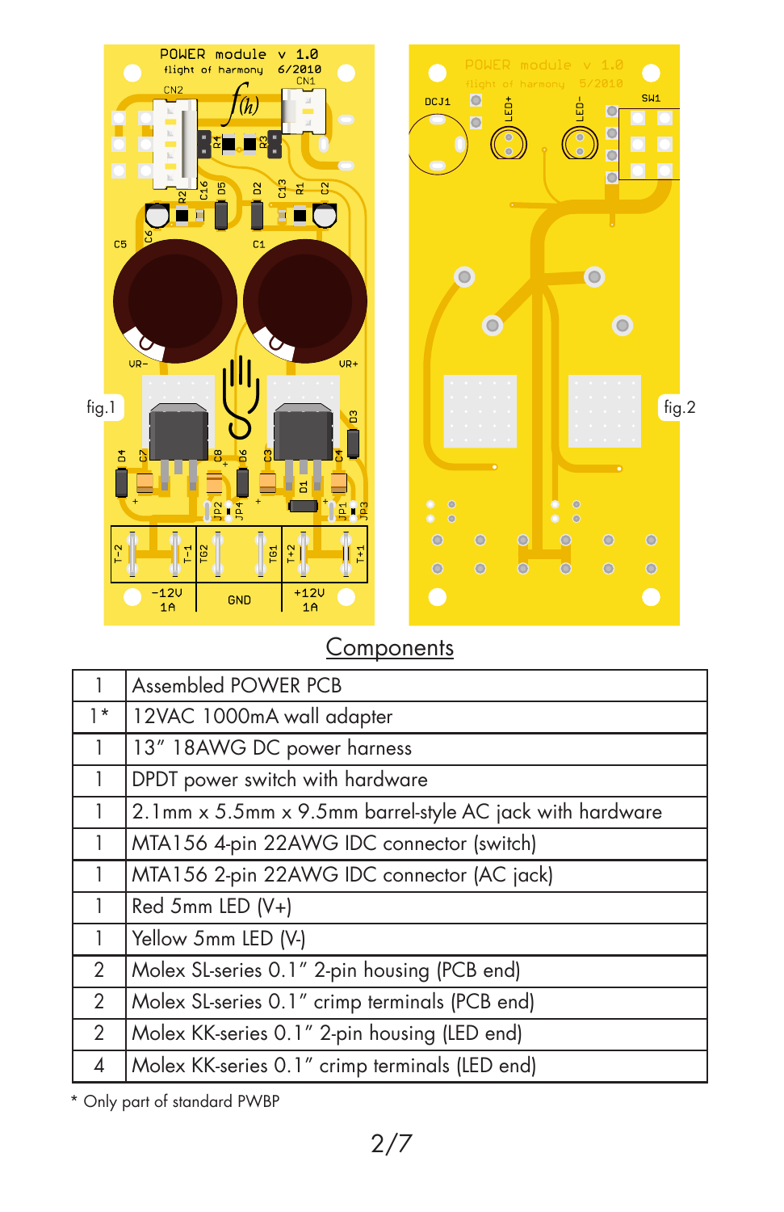fig.1

fig.2

## Components

| | |
|---|---|
| 1 | Assembled POWER PCB |
| 1* | 12VAC 1000mA wall adapter |
| 1 | 13" 18AWG DC power harness |
| 1 | DPDT power switch with hardware |
| 1 | 2.1mm x 5.5mm x 9.5mm barrel-style AC jack with hardware |
| 1 | MTA156 4-pin 22AWG IDC connector (switch) |
| 1 | MTA156 2-pin 22AWG IDC connector (AC jack) |
| 1 | Red 5mm LED (V+) |
| 1 | Yellow 5mm LED (V-) |
| 2 | Molex SL-series 0.1" 2-pin housing (PCB end) |
| 2 | Molex SL-series 0.1" crimp terminals (PCB end) |
| 2 | Molex KK-series 0.1" 2-pin housing (LED end) |
| 4 | Molex KK-series 0.1" crimp terminals (LED end) |

* Only part of standard PWBP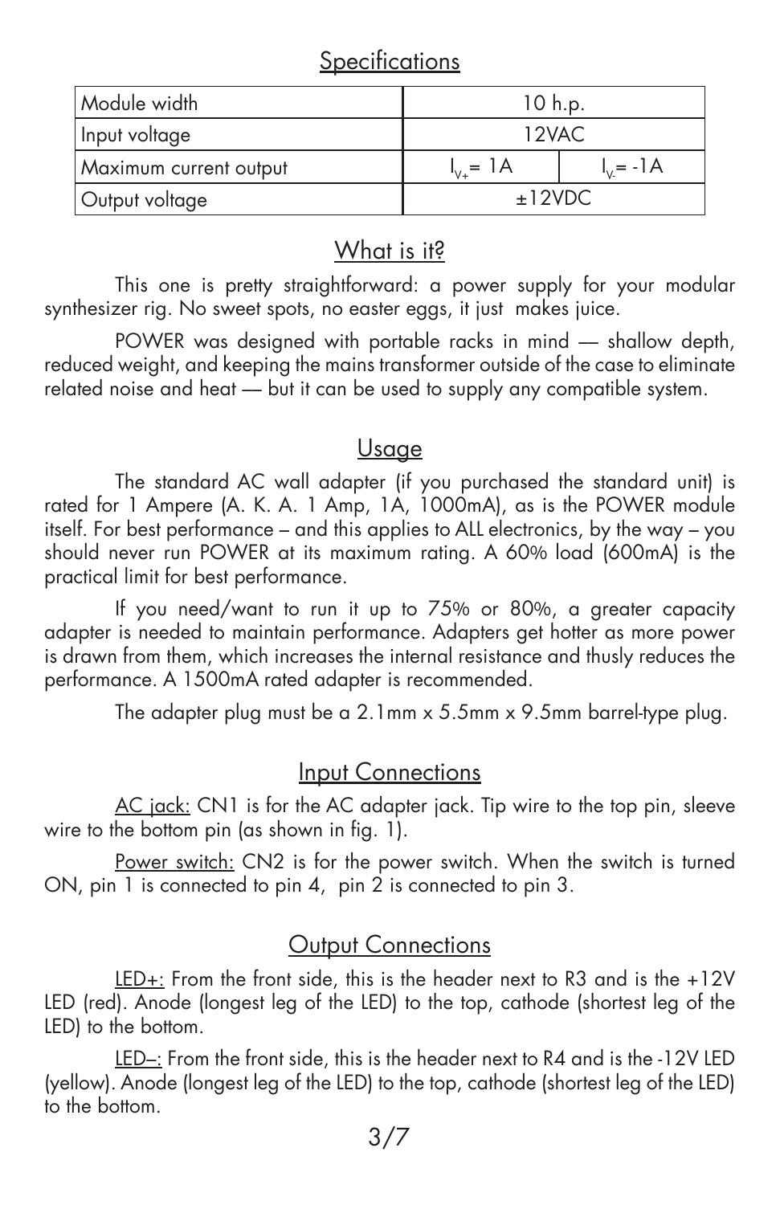## Specifications

| Module width | 10 h.p. | |
|---|---|---|
| Input voltage | 12VAC | |
| Maximum current output | $I_{V+}$= 1A | $I_{V-}$= -1A |
| Output voltage | ±12VDC | |

## What is it?

This one is pretty straightforward: a power supply for your modular synthesizer rig. No sweet spots, no easter eggs, it just makes juice.

POWER was designed with portable racks in mind — shallow depth, reduced weight, and keeping the mains transformer outside of the case to eliminate related noise and heat — but it can be used to supply any compatible system.

## Usage

The standard AC wall adapter (if you purchased the standard unit) is rated for 1 Ampere (A. K. A. 1 Amp, 1A, 1000mA), as is the POWER module itself. For best performance – and this applies to ALL electronics, by the way – you should never run POWER at its maximum rating. A 60% load (600mA) is the practical limit for best performance.

If you need/want to run it up to 75% or 80%, a greater capacity adapter is needed to maintain performance. Adapters get hotter as more power is drawn from them, which increases the internal resistance and thusly reduces the performance. A 1500mA rated adapter is recommended.

The adapter plug must be a 2.1mm x 5.5mm x 9.5mm barrel-type plug.

## Input Connections

<u>AC jack:</u> CN1 is for the AC adapter jack. Tip wire to the top pin, sleeve wire to the bottom pin (as shown in fig. 1).

<u>Power switch:</u> CN2 is for the power switch. When the switch is turned ON, pin 1 is connected to pin 4, pin 2 is connected to pin 3.

## Output Connections

<u>LED+:</u> From the front side, this is the header next to R3 and is the +12V LED (red). Anode (longest leg of the LED) to the top, cathode (shortest leg of the LED) to the bottom.

<u>LED–:</u> From the front side, this is the header next to R4 and is the -12V LED (yellow). Anode (longest leg of the LED) to the top, cathode (shortest leg of the LED) to the bottom.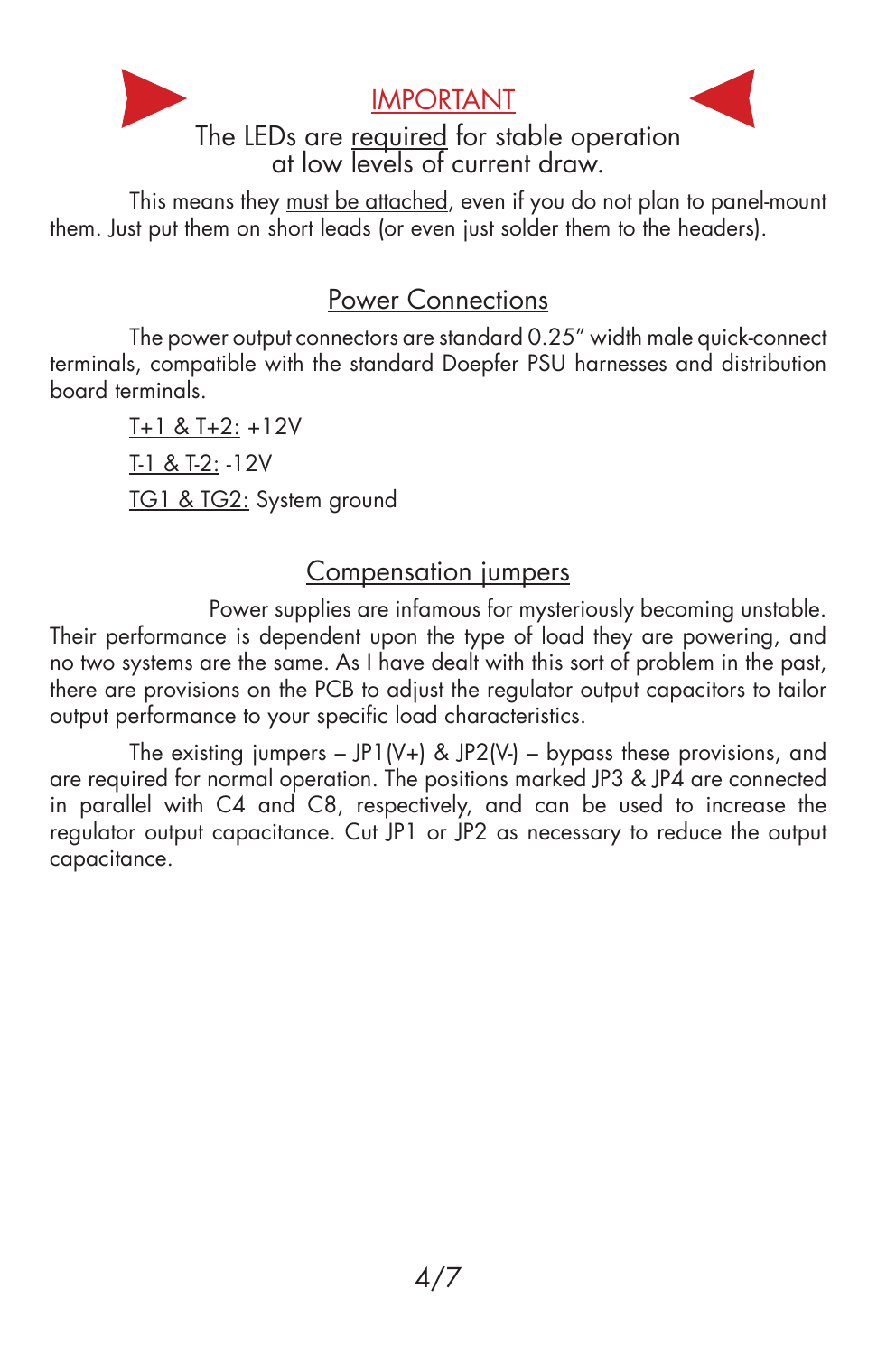## IMPORTANT

**The LEDs are required for stable operation at low levels of current draw.**

This means they must be attached, even if you do not plan to panel-mount them. Just put them on short leads (or even just solder them to the headers).

## Power Connections

The power output connectors are standard 0.25" width male quick-connect terminals, compatible with the standard Doepfer PSU harnesses and distribution board terminals.

T+1 & T+2: +12V

T-1 & T-2: -12V

TG1 & TG2: System ground

## Compensation jumpers

Power supplies are infamous for mysteriously becoming unstable. Their performance is dependent upon the type of load they are powering, and no two systems are the same. As I have dealt with this sort of problem in the past, there are provisions on the PCB to adjust the regulator output capacitors to tailor output performance to your specific load characteristics.

The existing jumpers – JP1(V+) & JP2(V-) – bypass these provisions, and are required for normal operation. The positions marked JP3 & JP4 are connected in parallel with C4 and C8, respectively, and can be used to increase the regulator output capacitance. Cut JP1 or JP2 as necessary to reduce the output capacitance.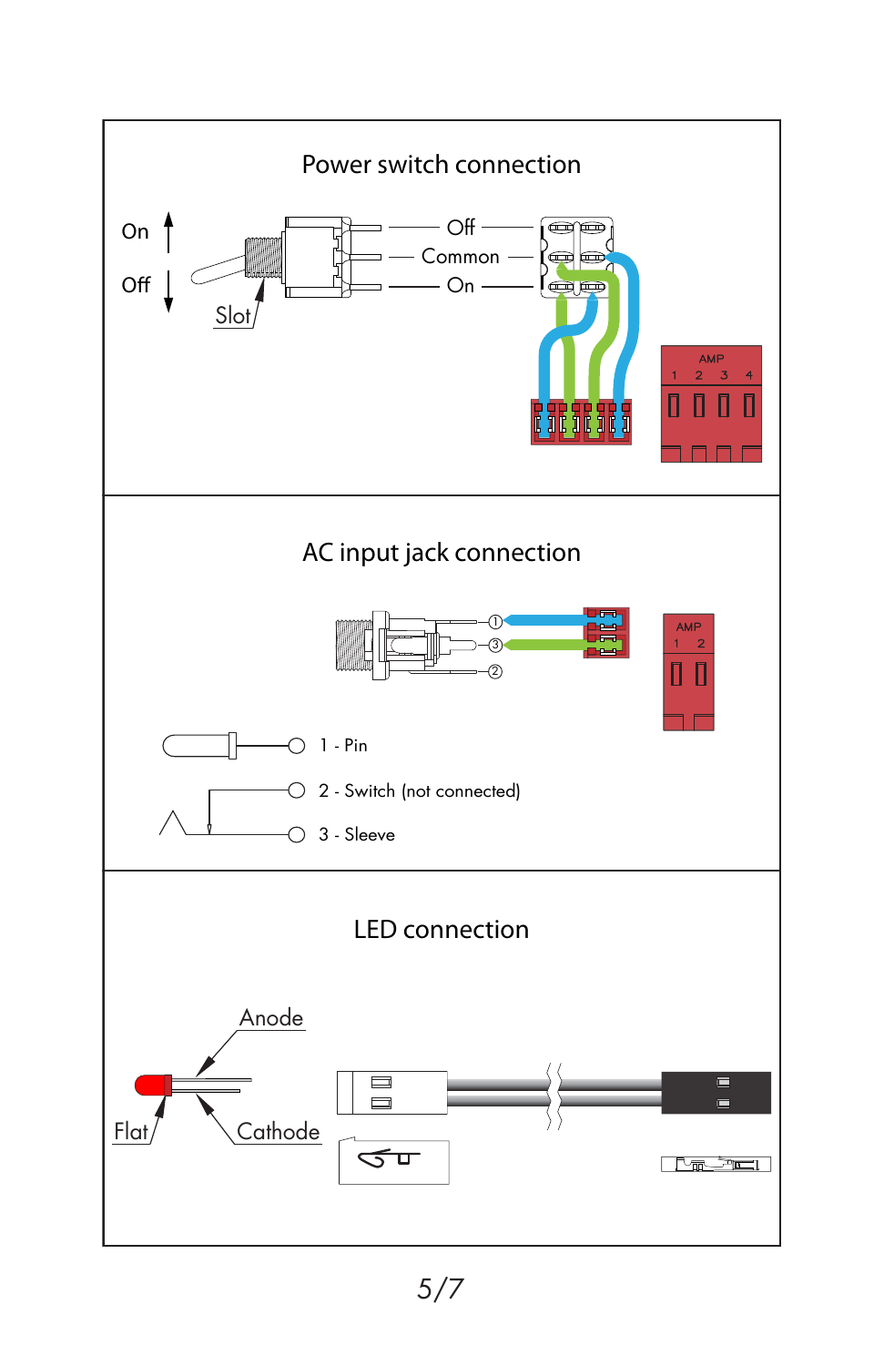## Power switch connection

On

Off

Slot

Off

Common

On

AMP
1 2 3 4

## AC input jack connection

①
③
②

AMP
1 2

1 - Pin

2 - Switch (not connected)

3 - Sleeve

## LED connection

Anode

Flat

Cathode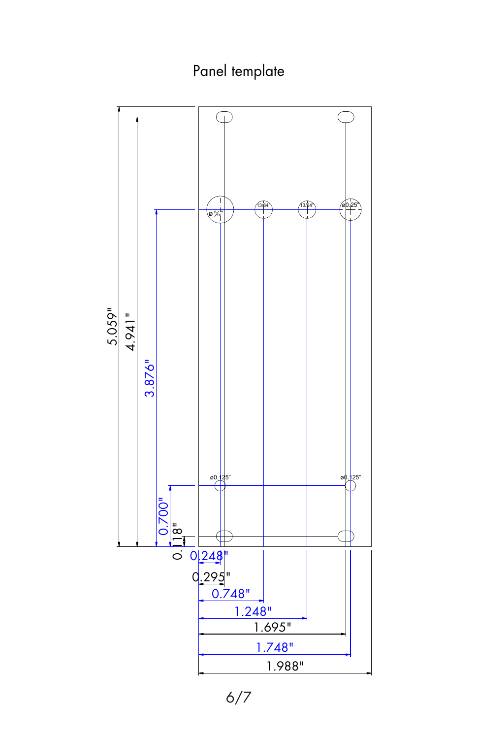# Panel template

5.059"

4.941"

3.876"

0.700"

0.118"

ø 5/16"

13/64"

13/64"

ø0.25"

ø0.125"

ø0.125"

0.248"

0.295"

0.748"

1.248"

1.695"

1.748"

1.988"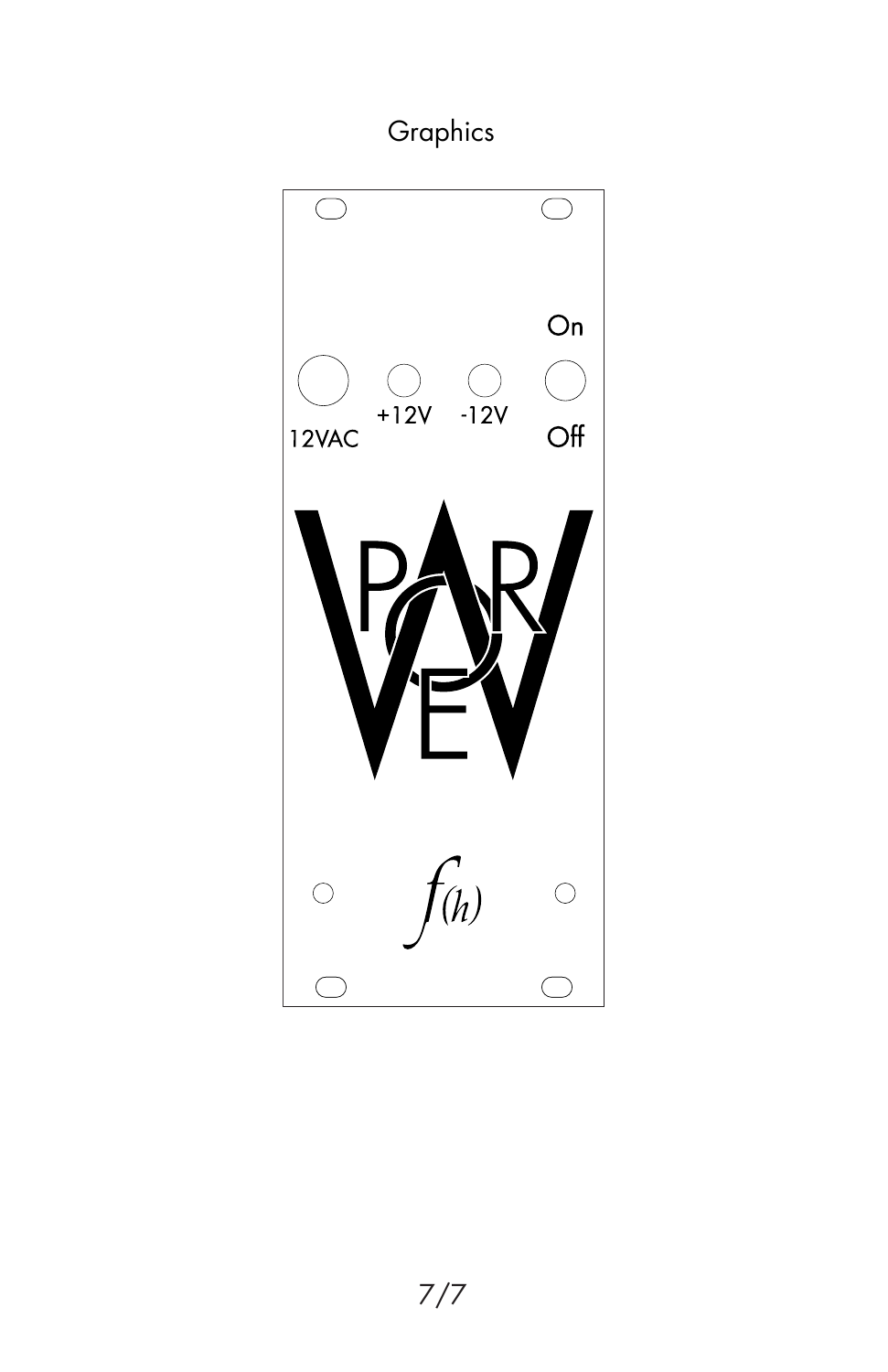# Graphics

On

12VAC

+12V

-12V

Off

VAPOR WAVE

*f(h)*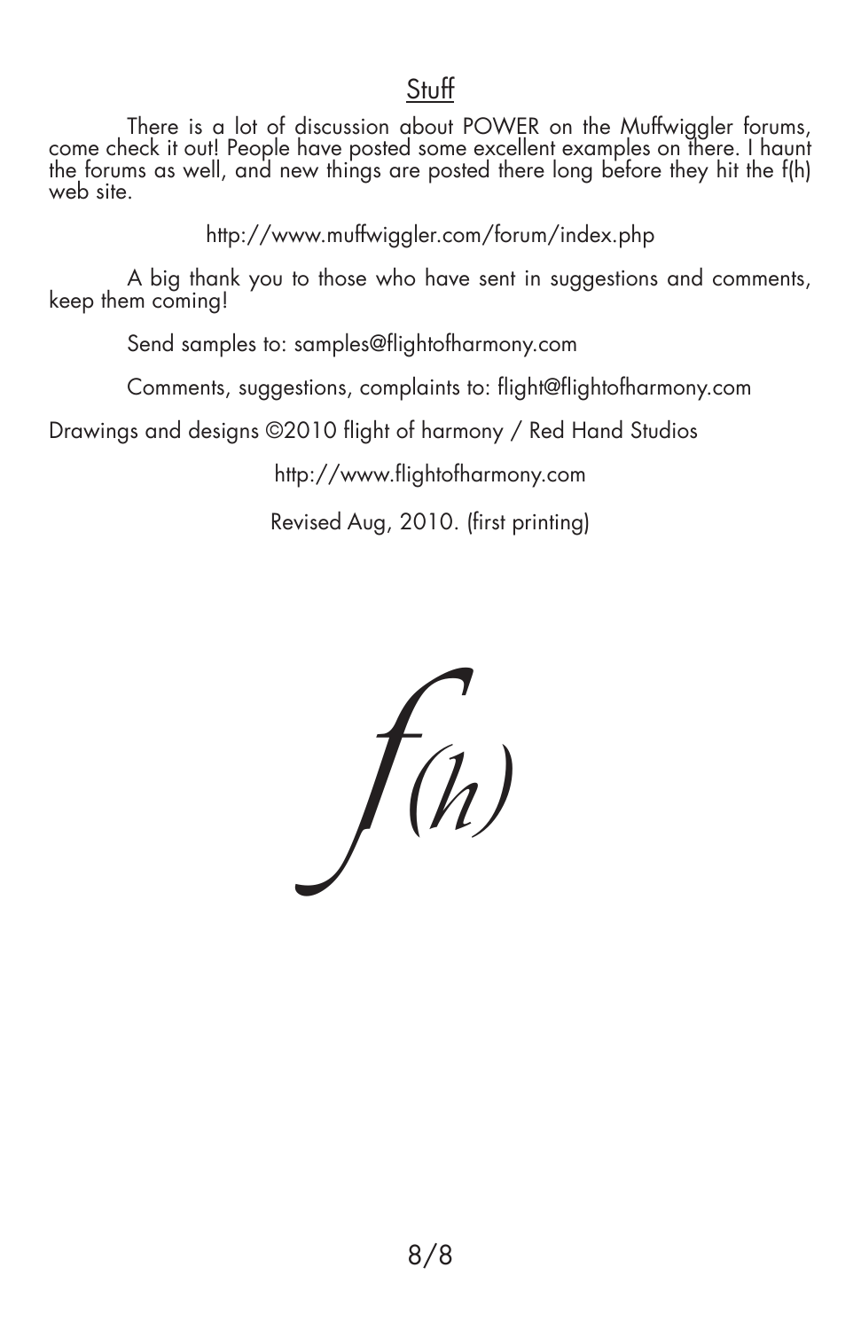## Stuff

There is a lot of discussion about POWER on the Muffwiggler forums, come check it out! People have posted some excellent examples on there. I haunt the forums as well, and new things are posted there long before they hit the f(h) web site.

http://www.muffwiggler.com/forum/index.php

A big thank you to those who have sent in suggestions and comments, keep them coming!

Send samples to: samples@flightofharmony.com

Comments, suggestions, complaints to: flight@flightofharmony.com

Drawings and designs ©2010 flight of harmony / Red Hand Studios

http://www.flightofharmony.com

Revised Aug, 2010. (first printing)

*f(h)*